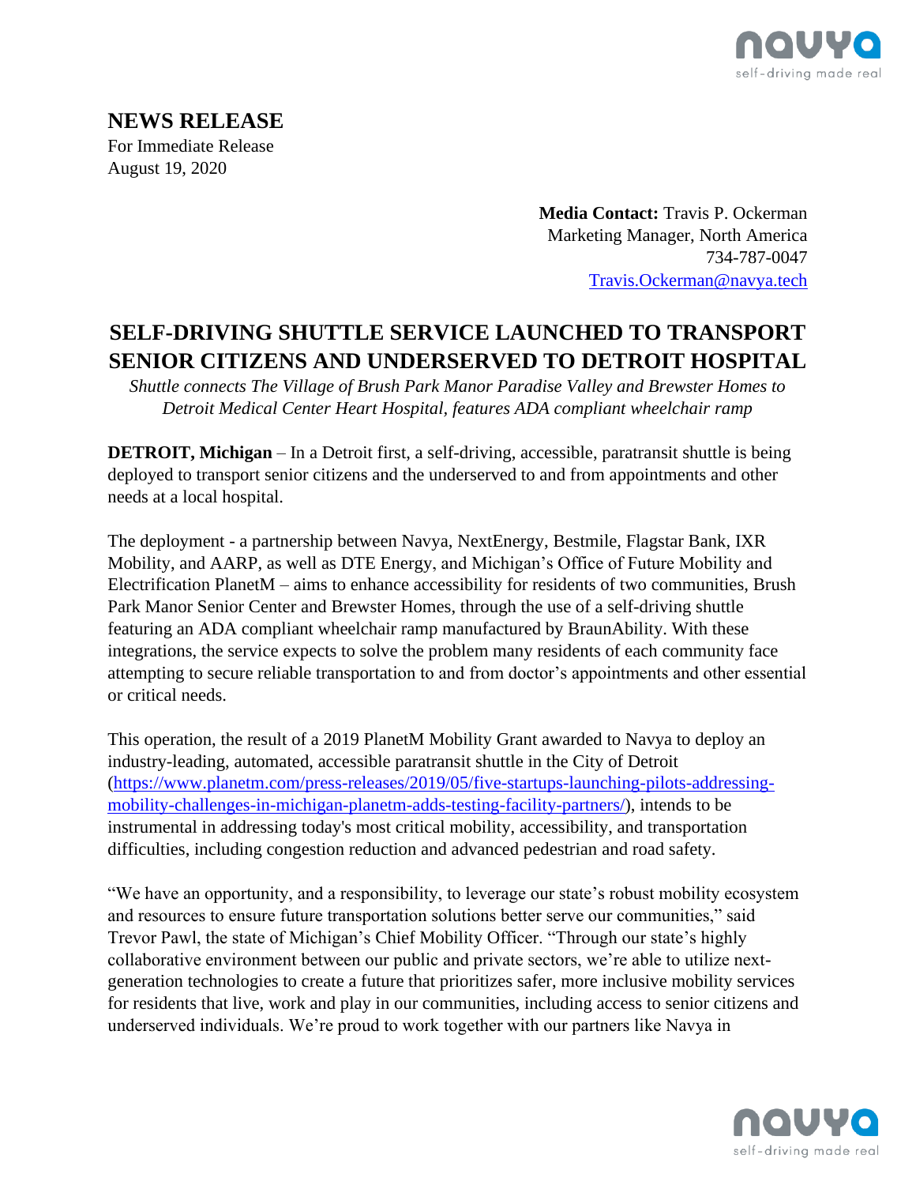# NEWS RELEASE

For Immediate Release
August 19, 2020

**Media Contact:** Travis P. Ockerman
Marketing Manager, North America
734-787-0047
Travis.Ockerman@navya.tech

## SELF-DRIVING SHUTTLE SERVICE LAUNCHED TO TRANSPORT SENIOR CITIZENS AND UNDERSERVED TO DETROIT HOSPITAL

*Shuttle connects The Village of Brush Park Manor Paradise Valley and Brewster Homes to Detroit Medical Center Heart Hospital, features ADA compliant wheelchair ramp*

**DETROIT, Michigan** – In a Detroit first, a self-driving, accessible, paratransit shuttle is being deployed to transport senior citizens and the underserved to and from appointments and other needs at a local hospital.

The deployment - a partnership between Navya, NextEnergy, Bestmile, Flagstar Bank, IXR Mobility, and AARP, as well as DTE Energy, and Michigan's Office of Future Mobility and Electrification PlanetM – aims to enhance accessibility for residents of two communities, Brush Park Manor Senior Center and Brewster Homes, through the use of a self-driving shuttle featuring an ADA compliant wheelchair ramp manufactured by BraunAbility. With these integrations, the service expects to solve the problem many residents of each community face attempting to secure reliable transportation to and from doctor's appointments and other essential or critical needs.

This operation, the result of a 2019 PlanetM Mobility Grant awarded to Navya to deploy an industry-leading, automated, accessible paratransit shuttle in the City of Detroit (https://www.planetm.com/press-releases/2019/05/five-startups-launching-pilots-addressing-mobility-challenges-in-michigan-planetm-adds-testing-facility-partners/), intends to be instrumental in addressing today's most critical mobility, accessibility, and transportation difficulties, including congestion reduction and advanced pedestrian and road safety.

"We have an opportunity, and a responsibility, to leverage our state's robust mobility ecosystem and resources to ensure future transportation solutions better serve our communities," said Trevor Pawl, the state of Michigan's Chief Mobility Officer. "Through our state's highly collaborative environment between our public and private sectors, we're able to utilize next-generation technologies to create a future that prioritizes safer, more inclusive mobility services for residents that live, work and play in our communities, including access to senior citizens and underserved individuals. We're proud to work together with our partners like Navya in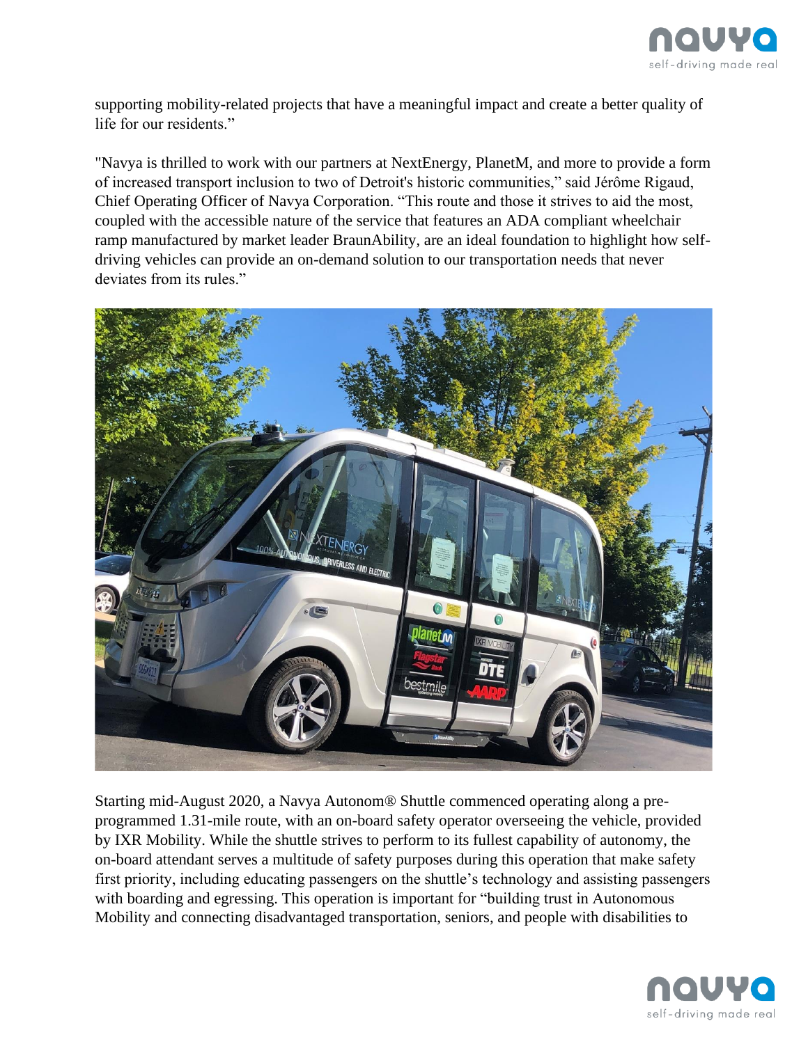supporting mobility-related projects that have a meaningful impact and create a better quality of life for our residents."

"Navya is thrilled to work with our partners at NextEnergy, PlanetM, and more to provide a form of increased transport inclusion to two of Detroit's historic communities," said Jérôme Rigaud, Chief Operating Officer of Navya Corporation. "This route and those it strives to aid the most, coupled with the accessible nature of the service that features an ADA compliant wheelchair ramp manufactured by market leader BraunAbility, are an ideal foundation to highlight how self-driving vehicles can provide an on-demand solution to our transportation needs that never deviates from its rules."

Starting mid-August 2020, a Navya Autonom® Shuttle commenced operating along a pre-programmed 1.31-mile route, with an on-board safety operator overseeing the vehicle, provided by IXR Mobility. While the shuttle strives to perform to its fullest capability of autonomy, the on-board attendant serves a multitude of safety purposes during this operation that make safety first priority, including educating passengers on the shuttle's technology and assisting passengers with boarding and egressing. This operation is important for "building trust in Autonomous Mobility and connecting disadvantaged transportation, seniors, and people with disabilities to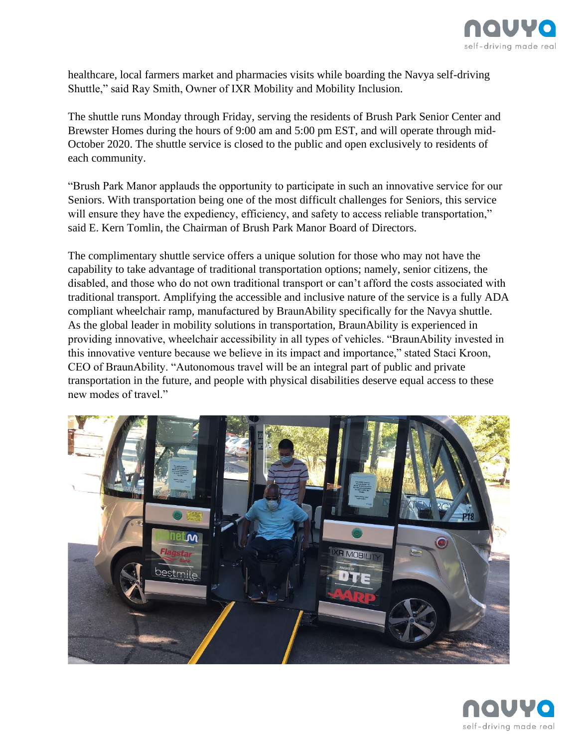healthcare, local farmers market and pharmacies visits while boarding the Navya self-driving Shuttle," said Ray Smith, Owner of IXR Mobility and Mobility Inclusion.

The shuttle runs Monday through Friday, serving the residents of Brush Park Senior Center and Brewster Homes during the hours of 9:00 am and 5:00 pm EST, and will operate through mid-October 2020. The shuttle service is closed to the public and open exclusively to residents of each community.

"Brush Park Manor applauds the opportunity to participate in such an innovative service for our Seniors. With transportation being one of the most difficult challenges for Seniors, this service will ensure they have the expediency, efficiency, and safety to access reliable transportation," said E. Kern Tomlin, the Chairman of Brush Park Manor Board of Directors.

The complimentary shuttle service offers a unique solution for those who may not have the capability to take advantage of traditional transportation options; namely, senior citizens, the disabled, and those who do not own traditional transport or can't afford the costs associated with traditional transport. Amplifying the accessible and inclusive nature of the service is a fully ADA compliant wheelchair ramp, manufactured by BraunAbility specifically for the Navya shuttle. As the global leader in mobility solutions in transportation, BraunAbility is experienced in providing innovative, wheelchair accessibility in all types of vehicles. "BraunAbility invested in this innovative venture because we believe in its impact and importance," stated Staci Kroon, CEO of BraunAbility. "Autonomous travel will be an integral part of public and private transportation in the future, and people with physical disabilities deserve equal access to these new modes of travel."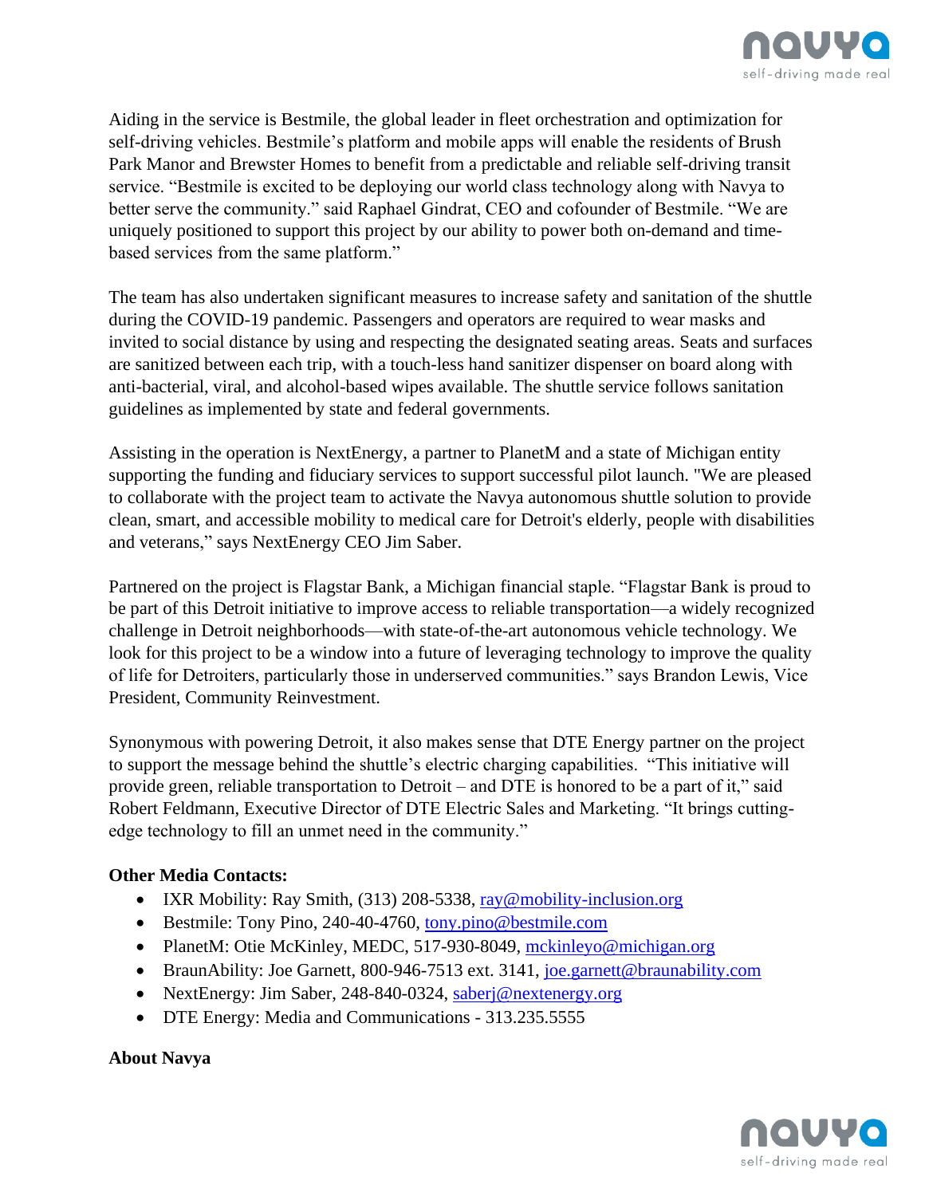Aiding in the service is Bestmile, the global leader in fleet orchestration and optimization for self-driving vehicles. Bestmile's platform and mobile apps will enable the residents of Brush Park Manor and Brewster Homes to benefit from a predictable and reliable self-driving transit service. "Bestmile is excited to be deploying our world class technology along with Navya to better serve the community." said Raphael Gindrat, CEO and cofounder of Bestmile. "We are uniquely positioned to support this project by our ability to power both on-demand and time-based services from the same platform."

The team has also undertaken significant measures to increase safety and sanitation of the shuttle during the COVID-19 pandemic. Passengers and operators are required to wear masks and invited to social distance by using and respecting the designated seating areas. Seats and surfaces are sanitized between each trip, with a touch-less hand sanitizer dispenser on board along with anti-bacterial, viral, and alcohol-based wipes available. The shuttle service follows sanitation guidelines as implemented by state and federal governments.

Assisting in the operation is NextEnergy, a partner to PlanetM and a state of Michigan entity supporting the funding and fiduciary services to support successful pilot launch. "We are pleased to collaborate with the project team to activate the Navya autonomous shuttle solution to provide clean, smart, and accessible mobility to medical care for Detroit's elderly, people with disabilities and veterans," says NextEnergy CEO Jim Saber.

Partnered on the project is Flagstar Bank, a Michigan financial staple. "Flagstar Bank is proud to be part of this Detroit initiative to improve access to reliable transportation—a widely recognized challenge in Detroit neighborhoods—with state-of-the-art autonomous vehicle technology. We look for this project to be a window into a future of leveraging technology to improve the quality of life for Detroiters, particularly those in underserved communities." says Brandon Lewis, Vice President, Community Reinvestment.

Synonymous with powering Detroit, it also makes sense that DTE Energy partner on the project to support the message behind the shuttle's electric charging capabilities. "This initiative will provide green, reliable transportation to Detroit – and DTE is honored to be a part of it," said Robert Feldmann, Executive Director of DTE Electric Sales and Marketing. "It brings cutting-edge technology to fill an unmet need in the community."

**Other Media Contacts:**

- IXR Mobility: Ray Smith, (313) 208-5338, ray@mobility-inclusion.org
- Bestmile: Tony Pino, 240-40-4760, tony.pino@bestmile.com
- PlanetM: Otie McKinley, MEDC, 517-930-8049, mckinleyo@michigan.org
- BraunAbility: Joe Garnett, 800-946-7513 ext. 3141, joe.garnett@braunability.com
- NextEnergy: Jim Saber, 248-840-0324, saberj@nextenergy.org
- DTE Energy: Media and Communications - 313.235.5555

**About Navya**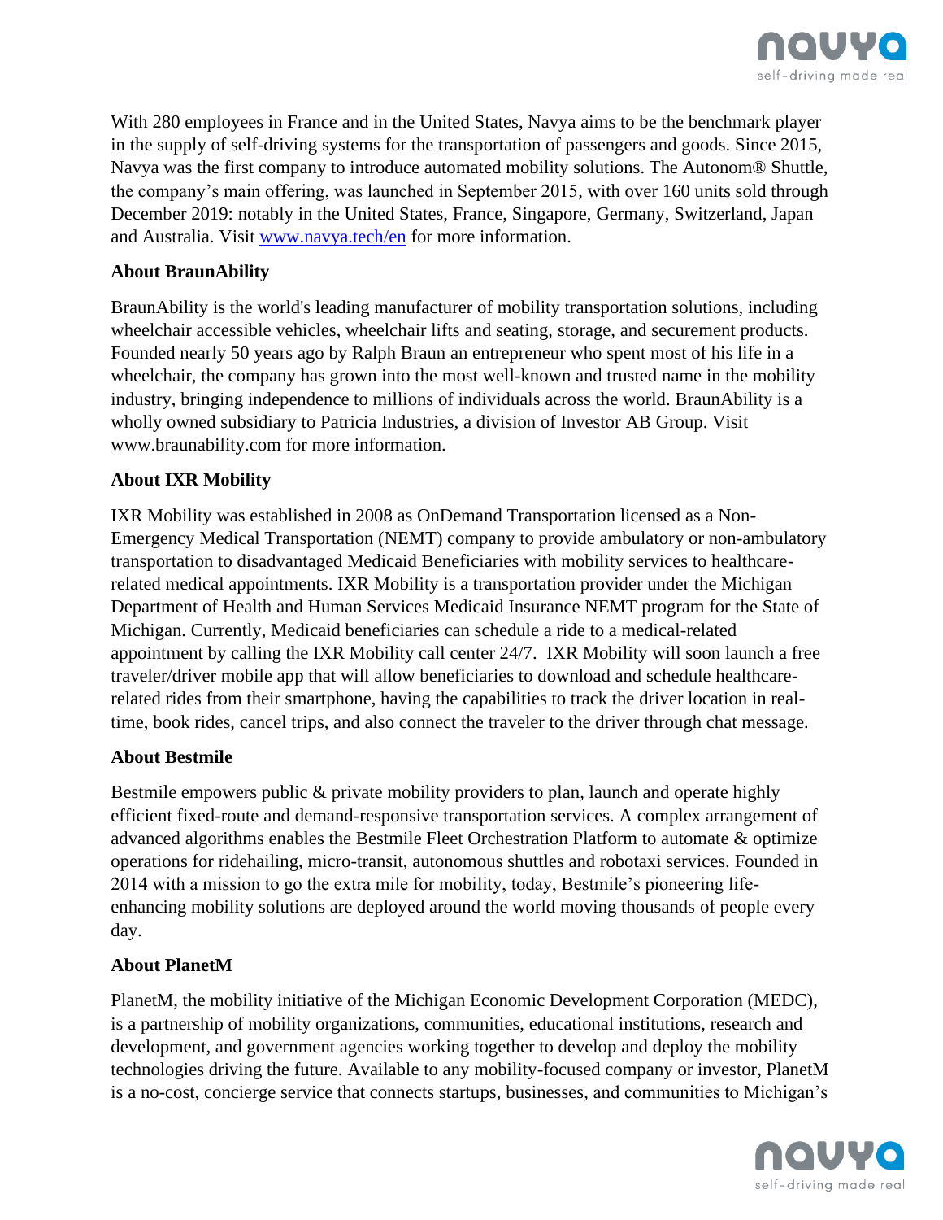With 280 employees in France and in the United States, Navya aims to be the benchmark player in the supply of self-driving systems for the transportation of passengers and goods. Since 2015, Navya was the first company to introduce automated mobility solutions. The Autonom® Shuttle, the company's main offering, was launched in September 2015, with over 160 units sold through December 2019: notably in the United States, France, Singapore, Germany, Switzerland, Japan and Australia. Visit [www.navya.tech/en](www.navya.tech/en) for more information.

**About BraunAbility**

BraunAbility is the world's leading manufacturer of mobility transportation solutions, including wheelchair accessible vehicles, wheelchair lifts and seating, storage, and securement products. Founded nearly 50 years ago by Ralph Braun an entrepreneur who spent most of his life in a wheelchair, the company has grown into the most well-known and trusted name in the mobility industry, bringing independence to millions of individuals across the world. BraunAbility is a wholly owned subsidiary to Patricia Industries, a division of Investor AB Group. Visit www.braunability.com for more information.

**About IXR Mobility**

IXR Mobility was established in 2008 as OnDemand Transportation licensed as a Non-Emergency Medical Transportation (NEMT) company to provide ambulatory or non-ambulatory transportation to disadvantaged Medicaid Beneficiaries with mobility services to healthcare-related medical appointments. IXR Mobility is a transportation provider under the Michigan Department of Health and Human Services Medicaid Insurance NEMT program for the State of Michigan. Currently, Medicaid beneficiaries can schedule a ride to a medical-related appointment by calling the IXR Mobility call center 24/7. IXR Mobility will soon launch a free traveler/driver mobile app that will allow beneficiaries to download and schedule healthcare-related rides from their smartphone, having the capabilities to track the driver location in real-time, book rides, cancel trips, and also connect the traveler to the driver through chat message.

**About Bestmile**

Bestmile empowers public & private mobility providers to plan, launch and operate highly efficient fixed-route and demand-responsive transportation services. A complex arrangement of advanced algorithms enables the Bestmile Fleet Orchestration Platform to automate & optimize operations for ridehailing, micro-transit, autonomous shuttles and robotaxi services. Founded in 2014 with a mission to go the extra mile for mobility, today, Bestmile's pioneering life-enhancing mobility solutions are deployed around the world moving thousands of people every day.

**About PlanetM**

PlanetM, the mobility initiative of the Michigan Economic Development Corporation (MEDC), is a partnership of mobility organizations, communities, educational institutions, research and development, and government agencies working together to develop and deploy the mobility technologies driving the future. Available to any mobility-focused company or investor, PlanetM is a no-cost, concierge service that connects startups, businesses, and communities to Michigan's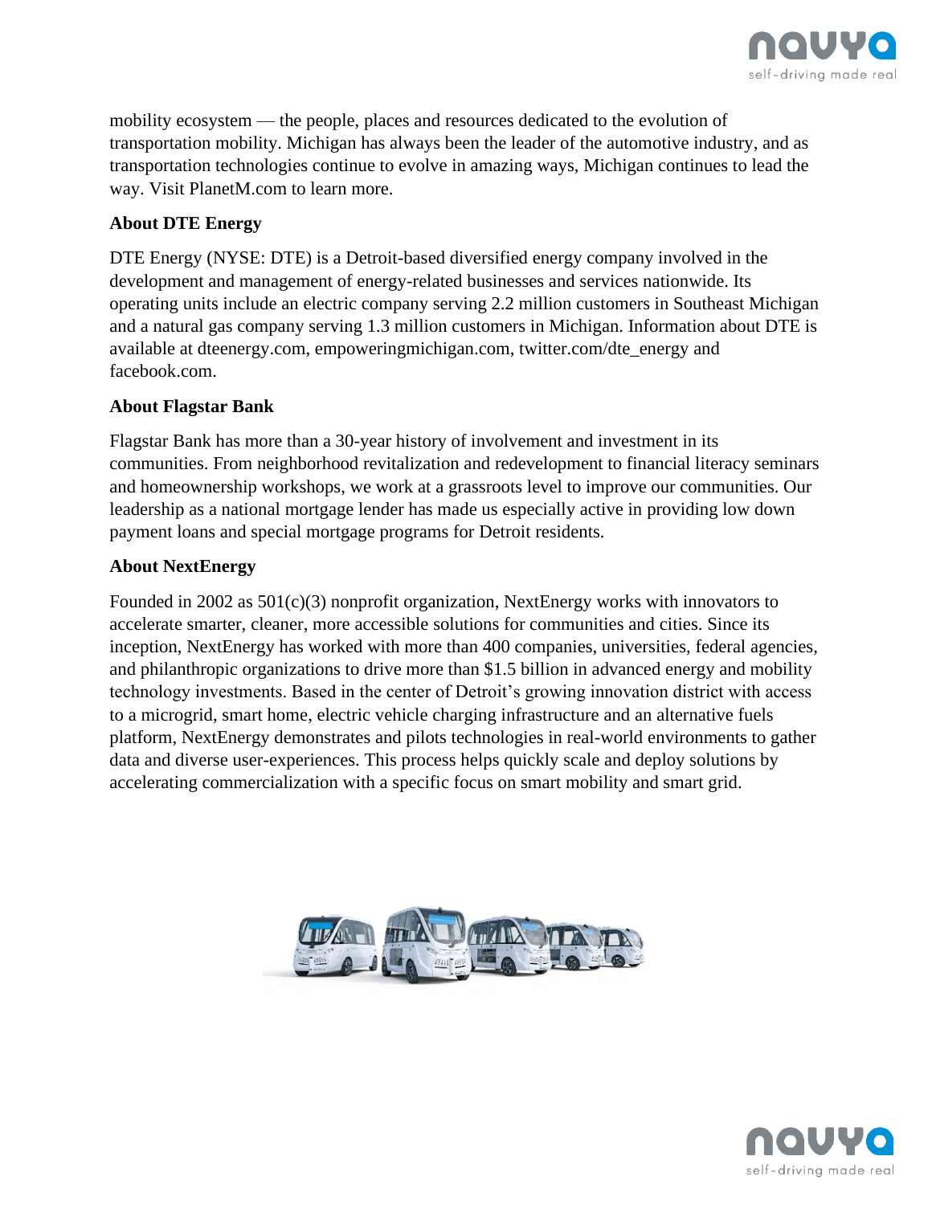mobility ecosystem — the people, places and resources dedicated to the evolution of transportation mobility. Michigan has always been the leader of the automotive industry, and as transportation technologies continue to evolve in amazing ways, Michigan continues to lead the way. Visit PlanetM.com to learn more.

**About DTE Energy**

DTE Energy (NYSE: DTE) is a Detroit-based diversified energy company involved in the development and management of energy-related businesses and services nationwide. Its operating units include an electric company serving 2.2 million customers in Southeast Michigan and a natural gas company serving 1.3 million customers in Michigan. Information about DTE is available at dteenergy.com, empoweringmichigan.com, twitter.com/dte_energy and facebook.com.

**About Flagstar Bank**

Flagstar Bank has more than a 30-year history of involvement and investment in its communities. From neighborhood revitalization and redevelopment to financial literacy seminars and homeownership workshops, we work at a grassroots level to improve our communities. Our leadership as a national mortgage lender has made us especially active in providing low down payment loans and special mortgage programs for Detroit residents.

**About NextEnergy**

Founded in 2002 as 501(c)(3) nonprofit organization, NextEnergy works with innovators to accelerate smarter, cleaner, more accessible solutions for communities and cities. Since its inception, NextEnergy has worked with more than 400 companies, universities, federal agencies, and philanthropic organizations to drive more than $1.5 billion in advanced energy and mobility technology investments. Based in the center of Detroit's growing innovation district with access to a microgrid, smart home, electric vehicle charging infrastructure and an alternative fuels platform, NextEnergy demonstrates and pilots technologies in real-world environments to gather data and diverse user-experiences. This process helps quickly scale and deploy solutions by accelerating commercialization with a specific focus on smart mobility and smart grid.